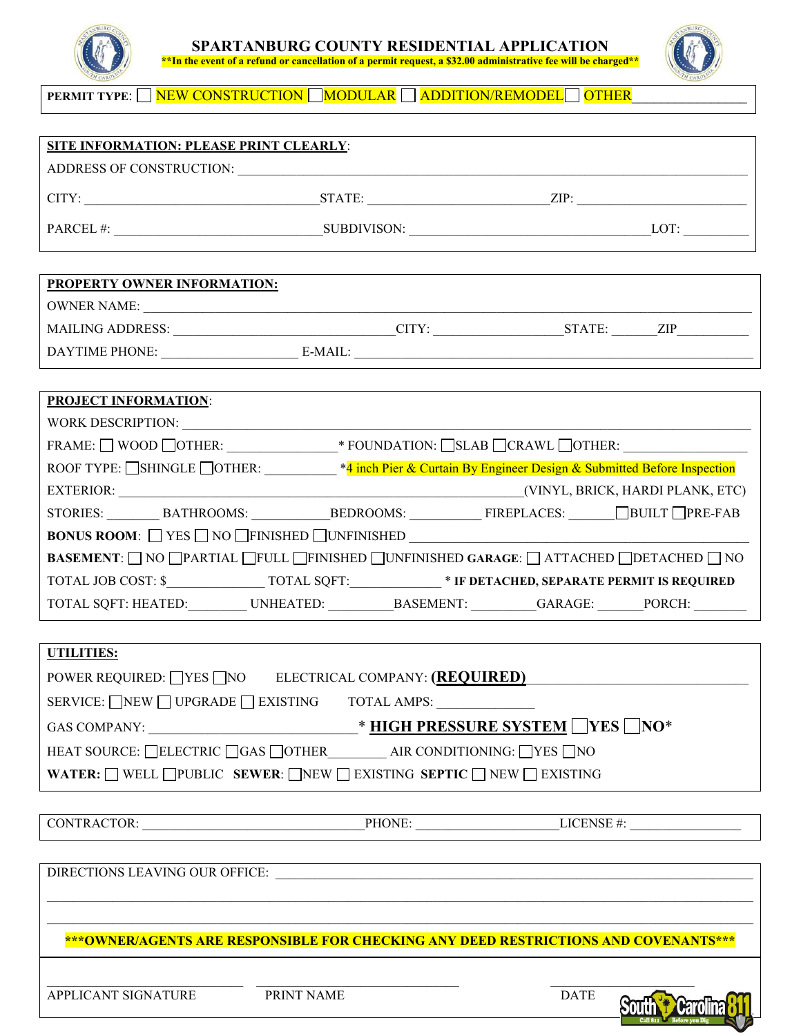# SPARTANBURG COUNTY RESIDENTIAL APPLICATION

**\*\*In the event of a refund or cancellation of a permit request, a $32.00 administrative fee will be charged\*\***

**PERMIT TYPE:** ☐ NEW CONSTRUCTION ☐ MODULAR ☐ ADDITION/REMODEL ☐ OTHER________________

**SITE INFORMATION: PLEASE PRINT CLEARLY**:

ADDRESS OF CONSTRUCTION: ____________________________________________

CITY: ______________________ STATE: ____________________ ZIP: ____________________

PARCEL #: ______________________ SUBDIVISON: ______________________ LOT: __________

**PROPERTY OWNER INFORMATION:**

OWNER NAME: ____________________________________________

MAILING ADDRESS: ______________________ CITY: ______________ STATE: ______ ZIP__________

DAYTIME PHONE: ____________________ E-MAIL: ______________________________

**PROJECT INFORMATION**:

WORK DESCRIPTION: ____________________________________________

FRAME: ☐ WOOD ☐ OTHER: ________________ * FOUNDATION: ☐ SLAB ☐ CRAWL ☐ OTHER: __________________

ROOF TYPE: ☐ SHINGLE ☐ OTHER: __________ *4 inch Pier & Curtain By Engineer Design & Submitted Before Inspection

EXTERIOR: ________________________________________ (VINYL, BRICK, HARDI PLANK, ETC)

STORIES: ________ BATHROOMS: ___________ BEDROOMS: __________ FIREPLACES: _______ ☐ BUILT ☐ PRE-FAB

**BONUS ROOM**: ☐ YES ☐ NO ☐ FINISHED ☐ UNFINISHED ______________________________

**BASEMENT**: ☐ NO ☐ PARTIAL ☐ FULL ☐ FINISHED ☐ UNFINISHED **GARAGE**: ☐ ATTACHED ☐ DETACHED ☐ NO

TOTAL JOB COST: $______________ TOTAL SQFT:______________ * **IF DETACHED, SEPARATE PERMIT IS REQUIRED**

TOTAL SQFT: HEATED:_________ UNHEATED: _________ BASEMENT: _________ GARAGE: _______ PORCH: ________

**UTILITIES:**

POWER REQUIRED: ☐ YES ☐ NO ELECTRICAL COMPANY: **(REQUIRED)** ______________________________

SERVICE: ☐ NEW ☐ UPGRADE ☐ EXISTING TOTAL AMPS: ______________

GAS COMPANY: ______________________________ * **HIGH PRESSURE SYSTEM** ☐ **YES** ☐ **NO***

HEAT SOURCE: ☐ ELECTRIC ☐ GAS ☐ OTHER_________ AIR CONDITIONING: ☐ YES ☐ NO

**WATER:** ☐ WELL ☐ PUBLIC **SEWER**: ☐ NEW ☐ EXISTING **SEPTIC** ☐ NEW ☐ EXISTING

CONTRACTOR: ______________________ PHONE: ____________________ LICENSE #: ________________

DIRECTIONS LEAVING OUR OFFICE: ____________________________________________

____________________________________________________________________________

____________________________________________________________________________

**\*\*\*OWNER/AGENTS ARE RESPONSIBLE FOR CHECKING ANY DEED RESTRICTIONS AND COVENANTS\*\*\***

______________________________ ______________________________ ______________________

APPLICANT SIGNATURE PRINT NAME DATE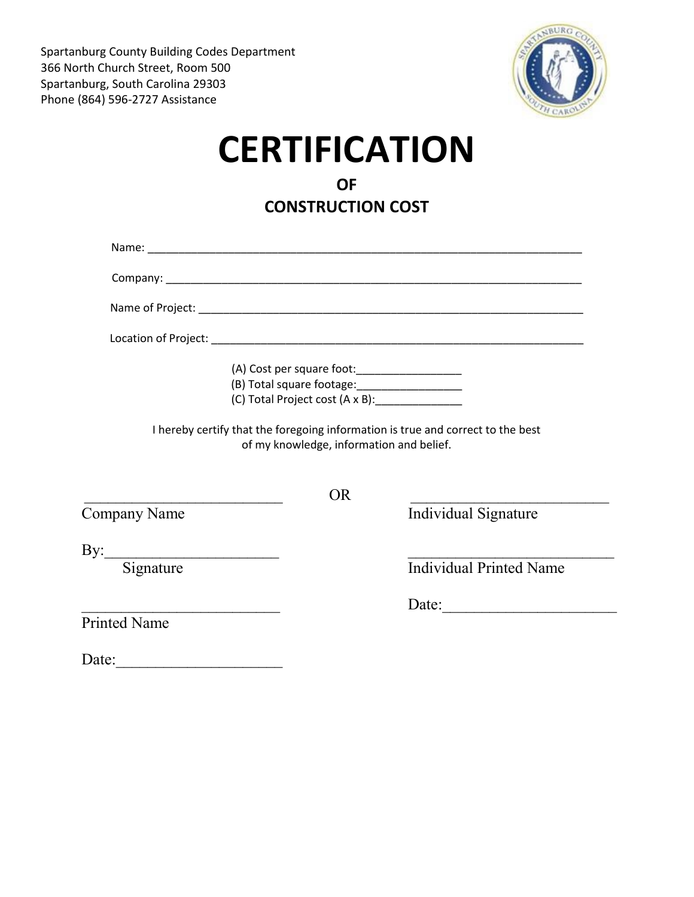Spartanburg County Building Codes Department
366 North Church Street, Room 500
Spartanburg, South Carolina 29303
Phone (864) 596-2727 Assistance

# CERTIFICATION

## OF

## CONSTRUCTION COST

Name: ______________________________________________________________________

Company: ___________________________________________________________________

Name of Project: _____________________________________________________________

Location of Project: ___________________________________________________________

(A) Cost per square foot:_________________
(B) Total square footage:_________________
(C) Total Project cost (A x B):______________

I hereby certify that the foregoing information is true and correct to the best of my knowledge, information and belief.

| | | |
|---|---|---|
| ___________________________ Company Name | OR | ___________________________ Individual Signature |
| By:______________________ Signature | | ___________________________ Individual Printed Name |
| ___________________________ Printed Name | | Date:______________________ |
| Date:_____________________ | | |